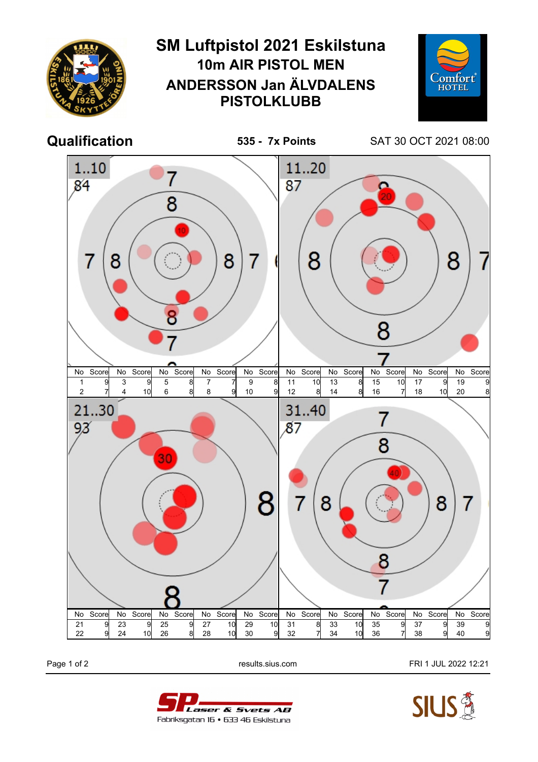# SM Luftpistol 2021 Eskilstuna

## 10m AIR PISTOL MEN

## ANDERSSON Jan ÄLVDALENS PISTOLKLUBB

## Qualification

**535 - 7x Points**

SAT 30 OCT 2021 08:00

### 1..10 — 84

| No | Score | No | Score | No | Score | No | Score | No | Score |
|---|---|---|---|---|---|---|---|---|---|
| 1 | 9 | 3 | 9 | 5 | 8 | 7 | 7 | 9 | 8 |
| 2 | 7 | 4 | 10 | 6 | 8 | 8 | 9 | 10 | 9 |

### 11..20 — 87

| No | Score | No | Score | No | Score | No | Score | No | Score |
|---|---|---|---|---|---|---|---|---|---|
| 11 | 10 | 13 | 8 | 15 | 10 | 17 | 9 | 19 | 9 |
| 12 | 8 | 14 | 8 | 16 | 7 | 18 | 10 | 20 | 8 |

### 21..30 — 93

| No | Score | No | Score | No | Score | No | Score | No | Score |
|---|---|---|---|---|---|---|---|---|---|
| 21 | 9 | 23 | 9 | 25 | 9 | 27 | 10 | 29 | 10 |
| 22 | 9 | 24 | 10 | 26 | 8 | 28 | 10 | 30 | 9 |

### 31..40 — 87

| No | Score | No | Score | No | Score | No | Score | No | Score |
|---|---|---|---|---|---|---|---|---|---|
| 31 | 8 | 33 | 10 | 35 | 9 | 37 | 9 | 39 | 9 |
| 32 | 7 | 34 | 10 | 36 | 7 | 38 | 9 | 40 | 9 |

results.sius.com

FRI 1 JUL 2022 12:21

SP Laser & Svets AB
Fabriksgatan 16 • 633 46 Eskilstuna

SIUS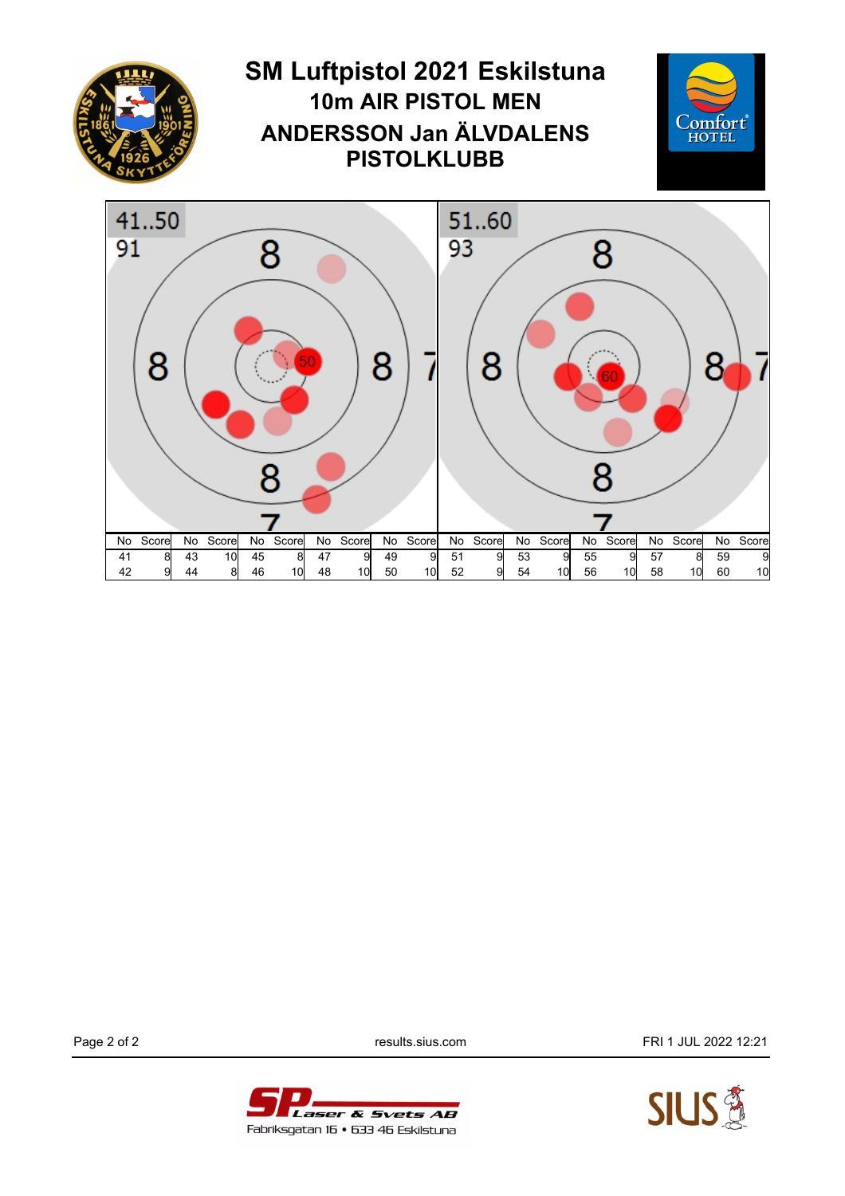# SM Luftpistol 2021 Eskilstuna

## 10m AIR PISTOL MEN

## ANDERSSON Jan ÄLVDALENS PISTOLKLUBB

41..50
91

8 8 8 7 8 7 50

51..60
93

8 8 8 8 7 8 7 60

| No | Score | No | Score | No | Score | No | Score | No | Score | No | Score | No | Score | No | Score | No | Score | No | Score |
|---|---|---|---|---|---|---|---|---|---|---|---|---|---|---|---|---|---|---|---|
| 41 | 8 | 43 | 10 | 45 | 8 | 47 | 9 | 49 | 9 | 51 | 9 | 53 | 9 | 55 | 9 | 57 | 8 | 59 | 9 |
| 42 | 9 | 44 | 8 | 46 | 10 | 48 | 10 | 50 | 10 | 52 | 9 | 54 | 10 | 56 | 10 | 58 | 10 | 60 | 10 |

results.sius.com

FRI 1 JUL 2022 12:21

SP Laser & Svets AB
Fabriksgatan 16 • 633 46 Eskilstuna

SIUS